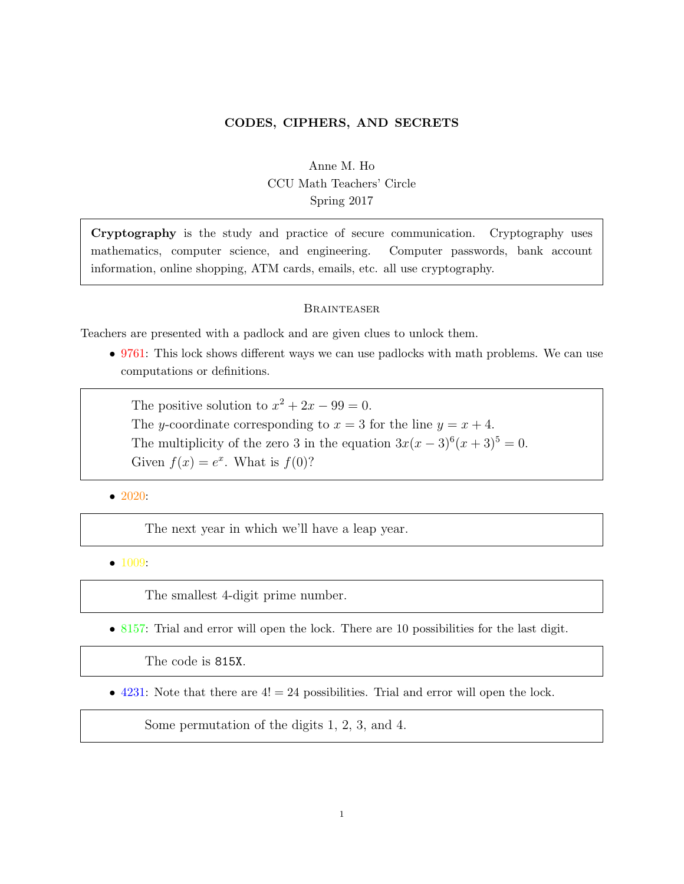# CODES, CIPHERS, AND SECRETS

Anne M. Ho
CCU Math Teachers' Circle
Spring 2017

> **Cryptography** is the study and practice of secure communication. Cryptography uses mathematics, computer science, and engineering. Computer passwords, bank account information, online shopping, ATM cards, emails, etc. all use cryptography.

## Brainteaser

Teachers are presented with a padlock and are given clues to unlock them.

- 9761: This lock shows different ways we can use padlocks with math problems. We can use computations or definitions.

> The positive solution to $x^2 + 2x - 99 = 0$.
> The $y$-coordinate corresponding to $x = 3$ for the line $y = x + 4$.
> The multiplicity of the zero 3 in the equation $3x(x-3)^6(x+3)^5 = 0$.
> Given $f(x) = e^x$. What is $f(0)$?

- 2020:

> The next year in which we'll have a leap year.

- 1009:

> The smallest 4-digit prime number.

- 8157: Trial and error will open the lock. There are 10 possibilities for the last digit.

> The code is `815X`.

- 4231: Note that there are $4! = 24$ possibilities. Trial and error will open the lock.

> Some permutation of the digits 1, 2, 3, and 4.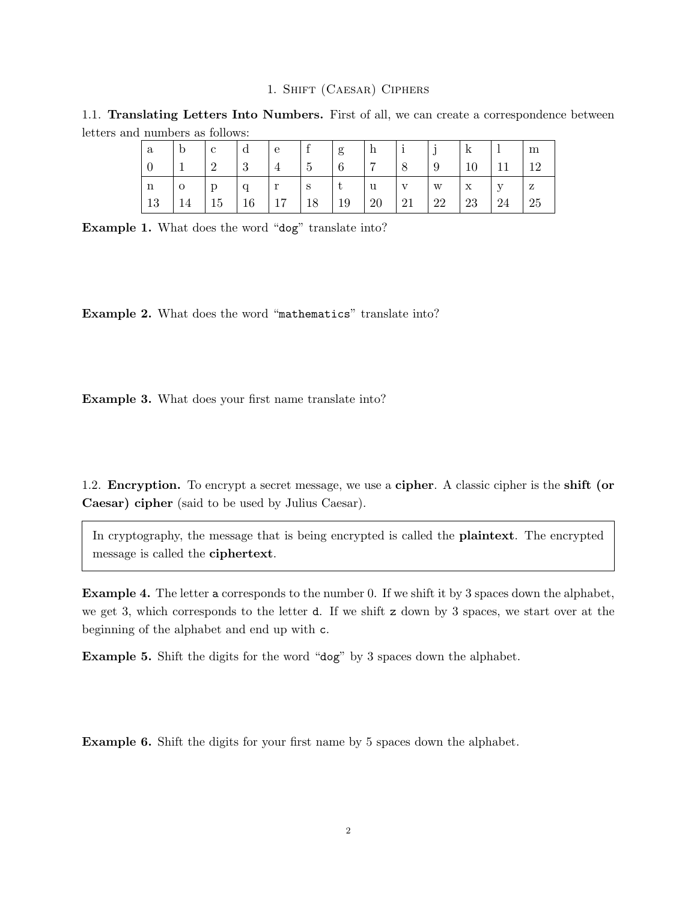## 1. Shift (Caesar) Ciphers

### 1.1. Translating Letters Into Numbers.

First of all, we can create a correspondence between letters and numbers as follows:

| a | b | c | d | e | f | g | h | i | j | k | l | m |
|---|---|---|---|---|---|---|---|---|---|---|---|---|
| 0 | 1 | 2 | 3 | 4 | 5 | 6 | 7 | 8 | 9 | 10 | 11 | 12 |
| n | o | p | q | r | s | t | u | v | w | x | y | z |
| 13 | 14 | 15 | 16 | 17 | 18 | 19 | 20 | 21 | 22 | 23 | 24 | 25 |

**Example 1.** What does the word "`dog`" translate into?

**Example 2.** What does the word "`mathematics`" translate into?

**Example 3.** What does your first name translate into?

### 1.2. Encryption.

To encrypt a secret message, we use a **cipher**. A classic cipher is the **shift (or Caesar) cipher** (said to be used by Julius Caesar).

> In cryptography, the message that is being encrypted is called the **plaintext**. The encrypted message is called the **ciphertext**.

**Example 4.** The letter `a` corresponds to the number 0. If we shift it by 3 spaces down the alphabet, we get 3, which corresponds to the letter `d`. If we shift `z` down by 3 spaces, we start over at the beginning of the alphabet and end up with `c`.

**Example 5.** Shift the digits for the word "`dog`" by 3 spaces down the alphabet.

**Example 6.** Shift the digits for your first name by 5 spaces down the alphabet.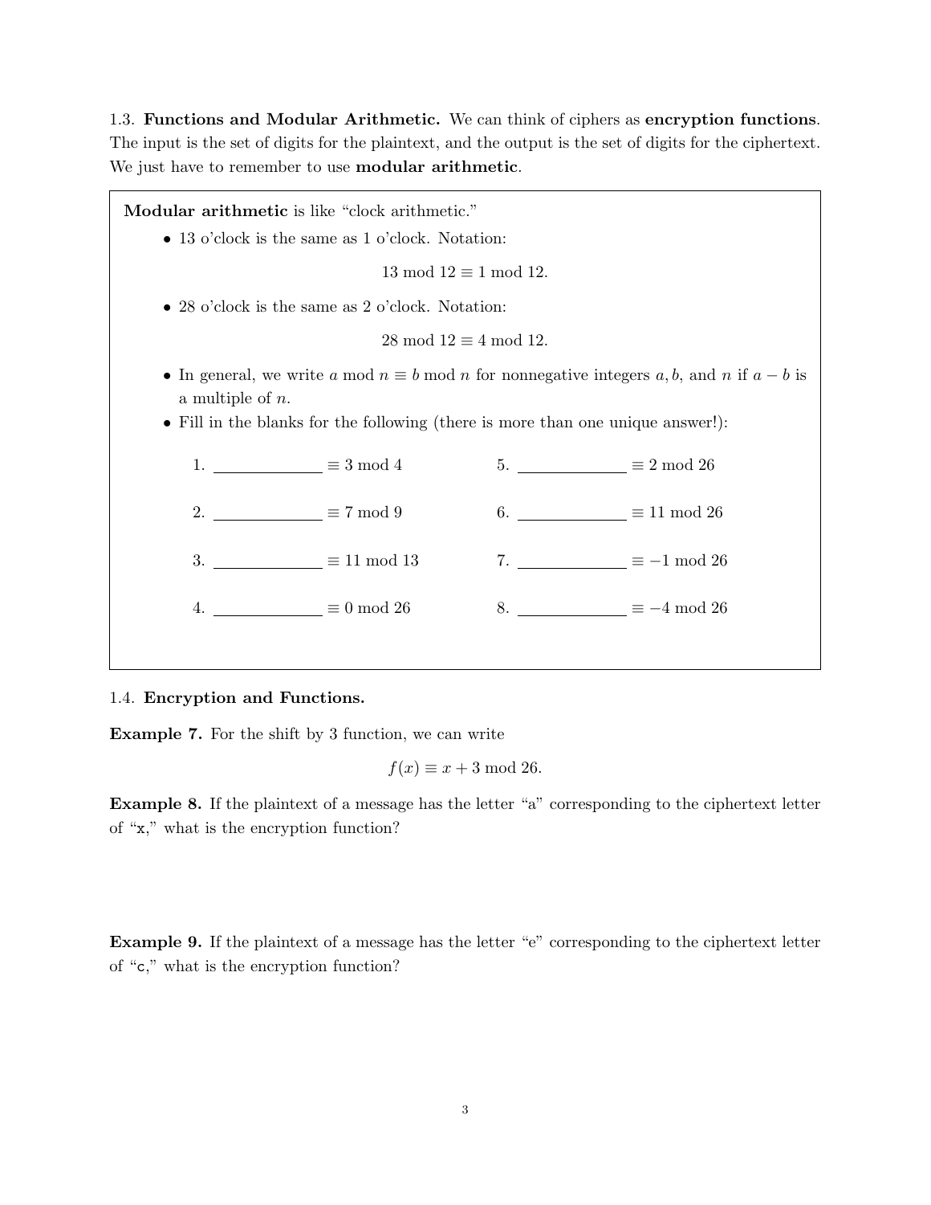1.3. **Functions and Modular Arithmetic.** We can think of ciphers as **encryption functions**. The input is the set of digits for the plaintext, and the output is the set of digits for the ciphertext. We just have to remember to use **modular arithmetic**.

**Modular arithmetic** is like "clock arithmetic."

- 13 o'clock is the same as 1 o'clock. Notation:

$$13 \bmod 12 \equiv 1 \bmod 12.$$

- 28 o'clock is the same as 2 o'clock. Notation:

$$28 \bmod 12 \equiv 4 \bmod 12.$$

- In general, we write $a \bmod n \equiv b \bmod n$ for nonnegative integers $a, b$, and $n$ if $a - b$ is a multiple of $n$.
- Fill in the blanks for the following (there is more than one unique answer!):

1. ____________ $\equiv 3 \bmod 4$
2. ____________ $\equiv 7 \bmod 9$
3. ____________ $\equiv 11 \bmod 13$
4. ____________ $\equiv 0 \bmod 26$
5. ____________ $\equiv 2 \bmod 26$
6. ____________ $\equiv 11 \bmod 26$
7. ____________ $\equiv -1 \bmod 26$
8. ____________ $\equiv -4 \bmod 26$

1.4. **Encryption and Functions.**

**Example 7.** For the shift by 3 function, we can write

$$f(x) \equiv x + 3 \bmod 26.$$

**Example 8.** If the plaintext of a message has the letter "a" corresponding to the ciphertext letter of "x," what is the encryption function?

**Example 9.** If the plaintext of a message has the letter "e" corresponding to the ciphertext letter of "c," what is the encryption function?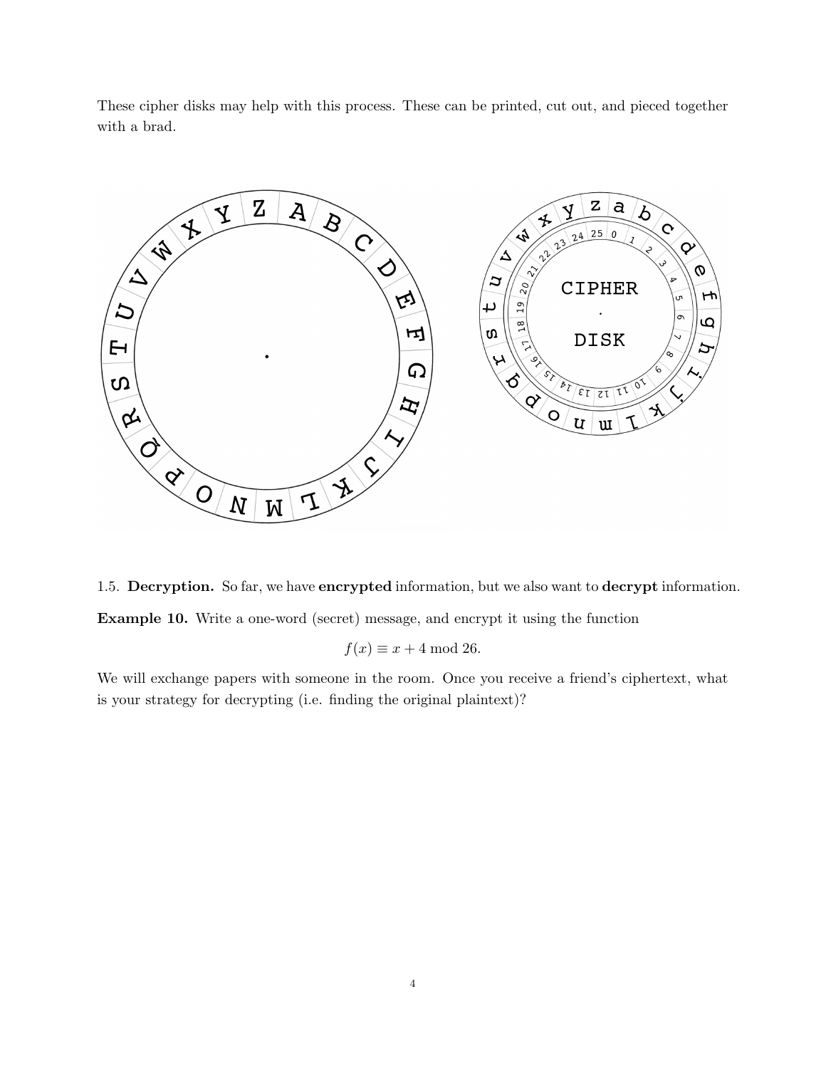These cipher disks may help with this process. These can be printed, cut out, and pieced together with a brad.

1.5. **Decryption.** So far, we have **encrypted** information, but we also want to **decrypt** information.

**Example 10.** Write a one-word (secret) message, and encrypt it using the function

$$f(x) \equiv x + 4 \bmod 26.$$

We will exchange papers with someone in the room. Once you receive a friend's ciphertext, what is your strategy for decrypting (i.e. finding the original plaintext)?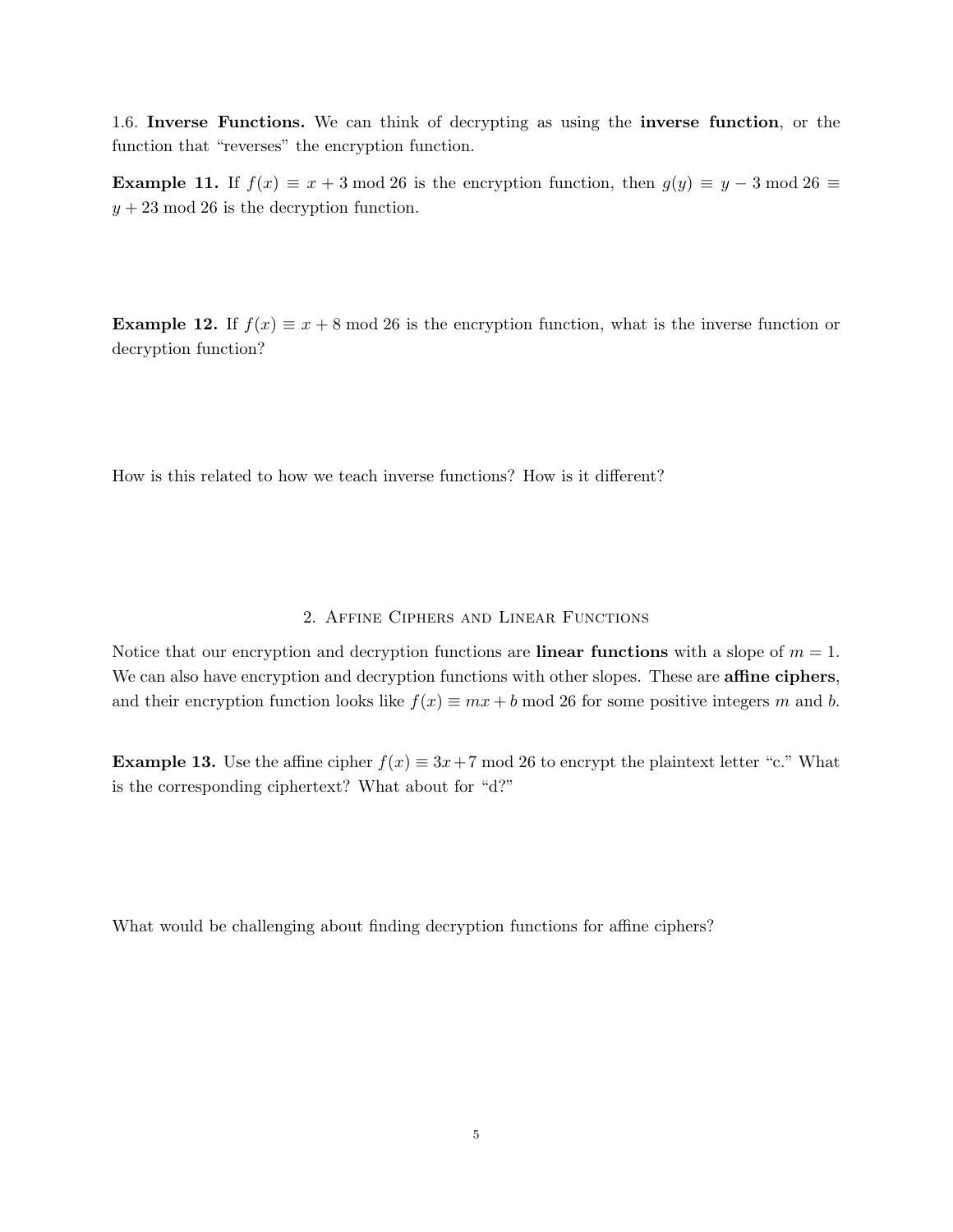1.6. **Inverse Functions.** We can think of decrypting as using the **inverse function**, or the function that "reverses" the encryption function.

**Example 11.** If $f(x) \equiv x + 3 \bmod 26$ is the encryption function, then $g(y) \equiv y - 3 \bmod 26 \equiv y + 23 \bmod 26$ is the decryption function.

**Example 12.** If $f(x) \equiv x + 8 \bmod 26$ is the encryption function, what is the inverse function or decryption function?

How is this related to how we teach inverse functions? How is it different?

## 2. Affine Ciphers and Linear Functions

Notice that our encryption and decryption functions are **linear functions** with a slope of $m = 1$. We can also have encryption and decryption functions with other slopes. These are **affine ciphers**, and their encryption function looks like $f(x) \equiv mx + b \bmod 26$ for some positive integers $m$ and $b$.

**Example 13.** Use the affine cipher $f(x) \equiv 3x + 7 \bmod 26$ to encrypt the plaintext letter "c." What is the corresponding ciphertext? What about for "d?"

What would be challenging about finding decryption functions for affine ciphers?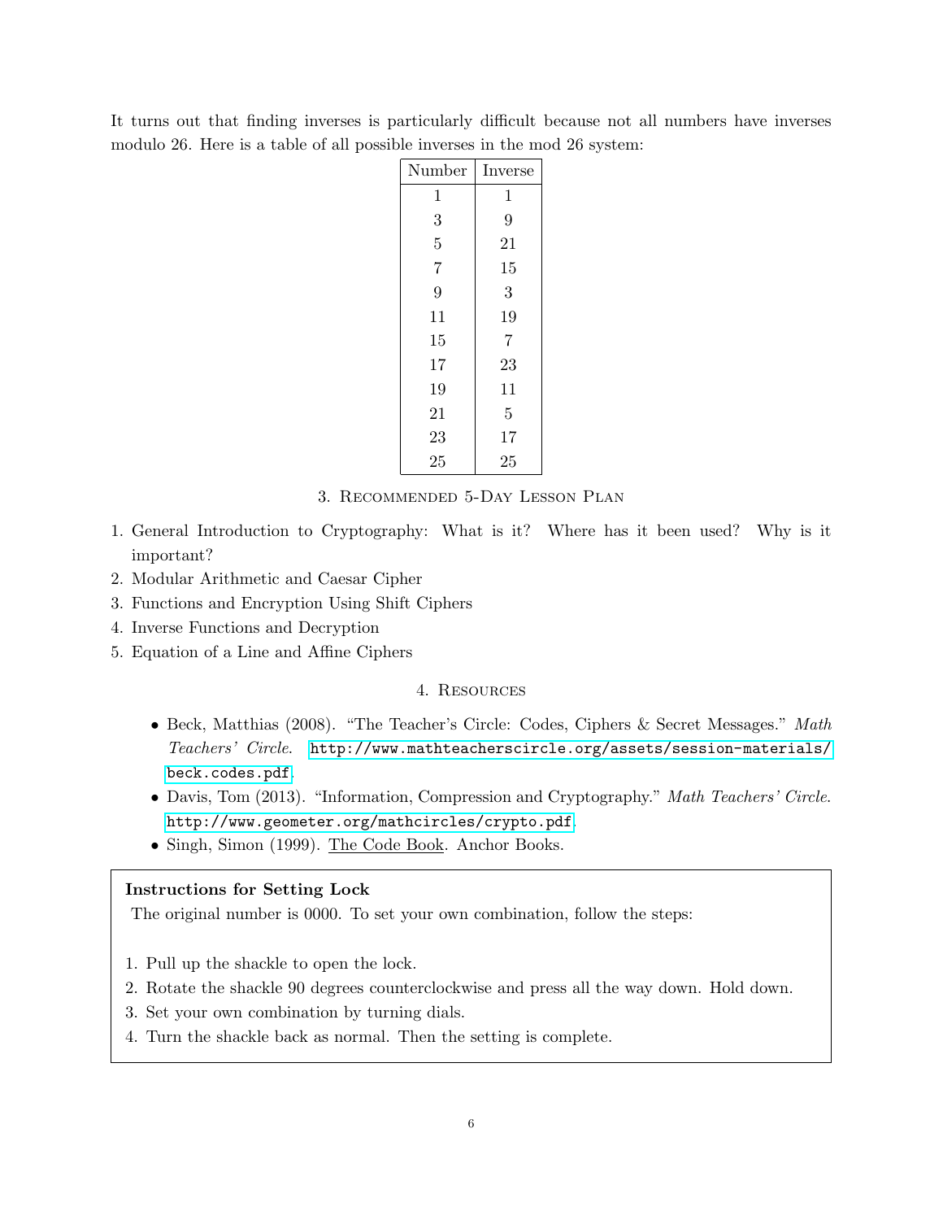It turns out that finding inverses is particularly difficult because not all numbers have inverses modulo 26. Here is a table of all possible inverses in the mod 26 system:

| Number | Inverse |
|---|---|
| 1 | 1 |
| 3 | 9 |
| 5 | 21 |
| 7 | 15 |
| 9 | 3 |
| 11 | 19 |
| 15 | 7 |
| 17 | 23 |
| 19 | 11 |
| 21 | 5 |
| 23 | 17 |
| 25 | 25 |

## 3. Recommended 5-Day Lesson Plan

1. General Introduction to Cryptography: What is it? Where has it been used? Why is it important?
2. Modular Arithmetic and Caesar Cipher
3. Functions and Encryption Using Shift Ciphers
4. Inverse Functions and Decryption
5. Equation of a Line and Affine Ciphers

## 4. Resources

- Beck, Matthias (2008). "The Teacher's Circle: Codes, Ciphers & Secret Messages." *Math Teachers' Circle*. http://www.mathteacherscircle.org/assets/session-materials/beck.codes.pdf.
- Davis, Tom (2013). "Information, Compression and Cryptography." *Math Teachers' Circle*. http://www.geometer.org/mathcircles/crypto.pdf.
- Singh, Simon (1999). The Code Book. Anchor Books.

**Instructions for Setting Lock**

The original number is 0000. To set your own combination, follow the steps:

1. Pull up the shackle to open the lock.
2. Rotate the shackle 90 degrees counterclockwise and press all the way down. Hold down.
3. Set your own combination by turning dials.
4. Turn the shackle back as normal. Then the setting is complete.